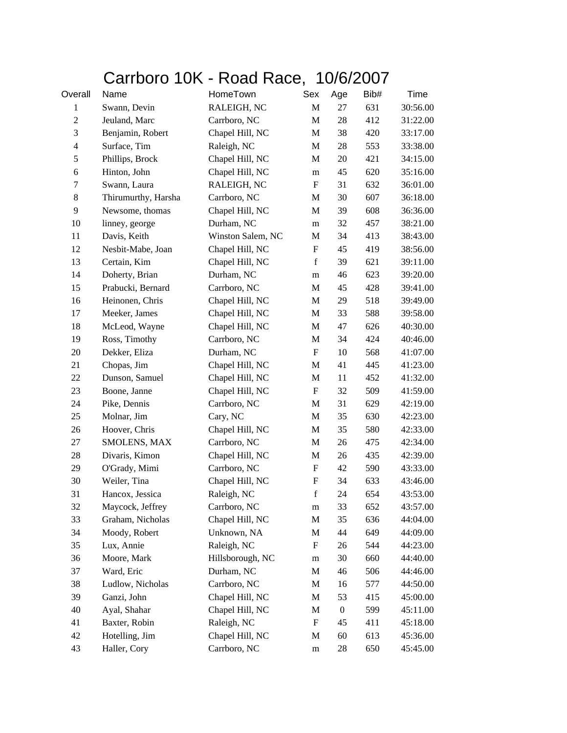# Carrboro 10K - Road Race, 10/6/2007

| Overall | Name | HomeTown | Sex | Age | Bib# | Time |
|---|---|---|---|---|---|---|
| 1 | Swann, Devin | RALEIGH, NC | M | 27 | 631 | 30:56.00 |
| 2 | Jeuland, Marc | Carrboro, NC | M | 28 | 412 | 31:22.00 |
| 3 | Benjamin, Robert | Chapel Hill, NC | M | 38 | 420 | 33:17.00 |
| 4 | Surface, Tim | Raleigh, NC | M | 28 | 553 | 33:38.00 |
| 5 | Phillips, Brock | Chapel Hill, NC | M | 20 | 421 | 34:15.00 |
| 6 | Hinton, John | Chapel Hill, NC | m | 45 | 620 | 35:16.00 |
| 7 | Swann, Laura | RALEIGH, NC | F | 31 | 632 | 36:01.00 |
| 8 | Thirumurthy, Harsha | Carrboro, NC | M | 30 | 607 | 36:18.00 |
| 9 | Newsome, thomas | Chapel Hill, NC | M | 39 | 608 | 36:36.00 |
| 10 | linney, george | Durham, NC | m | 32 | 457 | 38:21.00 |
| 11 | Davis, Keith | Winston Salem, NC | M | 34 | 413 | 38:43.00 |
| 12 | Nesbit-Mabe, Joan | Chapel Hill, NC | F | 45 | 419 | 38:56.00 |
| 13 | Certain, Kim | Chapel Hill, NC | f | 39 | 621 | 39:11.00 |
| 14 | Doherty, Brian | Durham, NC | m | 46 | 623 | 39:20.00 |
| 15 | Prabucki, Bernard | Carrboro, NC | M | 45 | 428 | 39:41.00 |
| 16 | Heinonen, Chris | Chapel Hill, NC | M | 29 | 518 | 39:49.00 |
| 17 | Meeker, James | Chapel Hill, NC | M | 33 | 588 | 39:58.00 |
| 18 | McLeod, Wayne | Chapel Hill, NC | M | 47 | 626 | 40:30.00 |
| 19 | Ross, Timothy | Carrboro, NC | M | 34 | 424 | 40:46.00 |
| 20 | Dekker, Eliza | Durham, NC | F | 10 | 568 | 41:07.00 |
| 21 | Chopas, Jim | Chapel Hill, NC | M | 41 | 445 | 41:23.00 |
| 22 | Dunson, Samuel | Chapel Hill, NC | M | 11 | 452 | 41:32.00 |
| 23 | Boone, Janne | Chapel Hill, NC | F | 32 | 509 | 41:59.00 |
| 24 | Pike, Dennis | Carrboro, NC | M | 31 | 629 | 42:19.00 |
| 25 | Molnar, Jim | Cary, NC | M | 35 | 630 | 42:23.00 |
| 26 | Hoover, Chris | Chapel Hill, NC | M | 35 | 580 | 42:33.00 |
| 27 | SMOLENS, MAX | Carrboro, NC | M | 26 | 475 | 42:34.00 |
| 28 | Divaris, Kimon | Chapel Hill, NC | M | 26 | 435 | 42:39.00 |
| 29 | O'Grady, Mimi | Carrboro, NC | F | 42 | 590 | 43:33.00 |
| 30 | Weiler, Tina | Chapel Hill, NC | F | 34 | 633 | 43:46.00 |
| 31 | Hancox, Jessica | Raleigh, NC | f | 24 | 654 | 43:53.00 |
| 32 | Maycock, Jeffrey | Carrboro, NC | m | 33 | 652 | 43:57.00 |
| 33 | Graham, Nicholas | Chapel Hill, NC | M | 35 | 636 | 44:04.00 |
| 34 | Moody, Robert | Unknown, NA | M | 44 | 649 | 44:09.00 |
| 35 | Lux, Annie | Raleigh, NC | F | 26 | 544 | 44:23.00 |
| 36 | Moore, Mark | Hillsborough, NC | m | 30 | 660 | 44:40.00 |
| 37 | Ward, Eric | Durham, NC | M | 46 | 506 | 44:46.00 |
| 38 | Ludlow, Nicholas | Carrboro, NC | M | 16 | 577 | 44:50.00 |
| 39 | Ganzi, John | Chapel Hill, NC | M | 53 | 415 | 45:00.00 |
| 40 | Ayal, Shahar | Chapel Hill, NC | M | 0 | 599 | 45:11.00 |
| 41 | Baxter, Robin | Raleigh, NC | F | 45 | 411 | 45:18.00 |
| 42 | Hotelling, Jim | Chapel Hill, NC | M | 60 | 613 | 45:36.00 |
| 43 | Haller, Cory | Carrboro, NC | m | 28 | 650 | 45:45.00 |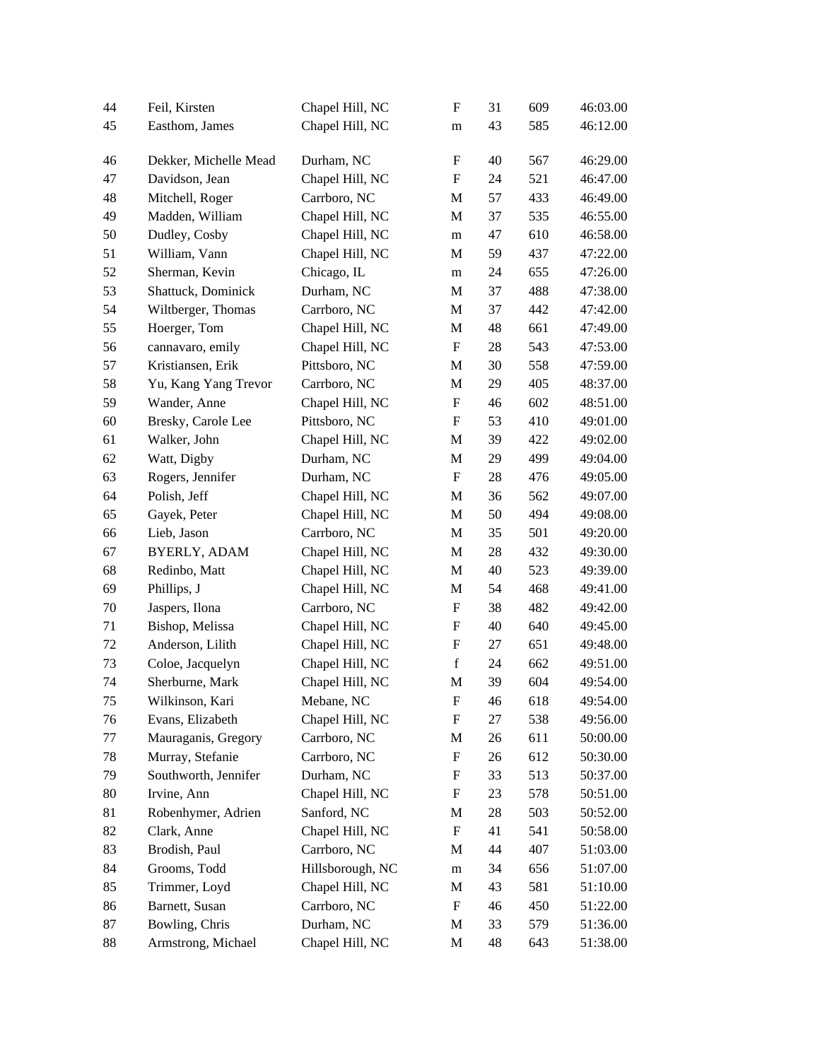| 44 | Feil, Kirsten | Chapel Hill, NC | F | 31 | 609 | 46:03.00 |
|---|---|---|---|---|---|---|
| 45 | Easthom, James | Chapel Hill, NC | m | 43 | 585 | 46:12.00 |
| 46 | Dekker, Michelle Mead | Durham, NC | F | 40 | 567 | 46:29.00 |
| 47 | Davidson, Jean | Chapel Hill, NC | F | 24 | 521 | 46:47.00 |
| 48 | Mitchell, Roger | Carrboro, NC | M | 57 | 433 | 46:49.00 |
| 49 | Madden, William | Chapel Hill, NC | M | 37 | 535 | 46:55.00 |
| 50 | Dudley, Cosby | Chapel Hill, NC | m | 47 | 610 | 46:58.00 |
| 51 | William, Vann | Chapel Hill, NC | M | 59 | 437 | 47:22.00 |
| 52 | Sherman, Kevin | Chicago, IL | m | 24 | 655 | 47:26.00 |
| 53 | Shattuck, Dominick | Durham, NC | M | 37 | 488 | 47:38.00 |
| 54 | Wiltberger, Thomas | Carrboro, NC | M | 37 | 442 | 47:42.00 |
| 55 | Hoerger, Tom | Chapel Hill, NC | M | 48 | 661 | 47:49.00 |
| 56 | cannavaro, emily | Chapel Hill, NC | F | 28 | 543 | 47:53.00 |
| 57 | Kristiansen, Erik | Pittsboro, NC | M | 30 | 558 | 47:59.00 |
| 58 | Yu, Kang Yang Trevor | Carrboro, NC | M | 29 | 405 | 48:37.00 |
| 59 | Wander, Anne | Chapel Hill, NC | F | 46 | 602 | 48:51.00 |
| 60 | Bresky, Carole Lee | Pittsboro, NC | F | 53 | 410 | 49:01.00 |
| 61 | Walker, John | Chapel Hill, NC | M | 39 | 422 | 49:02.00 |
| 62 | Watt, Digby | Durham, NC | M | 29 | 499 | 49:04.00 |
| 63 | Rogers, Jennifer | Durham, NC | F | 28 | 476 | 49:05.00 |
| 64 | Polish, Jeff | Chapel Hill, NC | M | 36 | 562 | 49:07.00 |
| 65 | Gayek, Peter | Chapel Hill, NC | M | 50 | 494 | 49:08.00 |
| 66 | Lieb, Jason | Carrboro, NC | M | 35 | 501 | 49:20.00 |
| 67 | BYERLY, ADAM | Chapel Hill, NC | M | 28 | 432 | 49:30.00 |
| 68 | Redinbo, Matt | Chapel Hill, NC | M | 40 | 523 | 49:39.00 |
| 69 | Phillips, J | Chapel Hill, NC | M | 54 | 468 | 49:41.00 |
| 70 | Jaspers, Ilona | Carrboro, NC | F | 38 | 482 | 49:42.00 |
| 71 | Bishop, Melissa | Chapel Hill, NC | F | 40 | 640 | 49:45.00 |
| 72 | Anderson, Lilith | Chapel Hill, NC | F | 27 | 651 | 49:48.00 |
| 73 | Coloe, Jacquelyn | Chapel Hill, NC | f | 24 | 662 | 49:51.00 |
| 74 | Sherburne, Mark | Chapel Hill, NC | M | 39 | 604 | 49:54.00 |
| 75 | Wilkinson, Kari | Mebane, NC | F | 46 | 618 | 49:54.00 |
| 76 | Evans, Elizabeth | Chapel Hill, NC | F | 27 | 538 | 49:56.00 |
| 77 | Mauraganis, Gregory | Carrboro, NC | M | 26 | 611 | 50:00.00 |
| 78 | Murray, Stefanie | Carrboro, NC | F | 26 | 612 | 50:30.00 |
| 79 | Southworth, Jennifer | Durham, NC | F | 33 | 513 | 50:37.00 |
| 80 | Irvine, Ann | Chapel Hill, NC | F | 23 | 578 | 50:51.00 |
| 81 | Robenhymer, Adrien | Sanford, NC | M | 28 | 503 | 50:52.00 |
| 82 | Clark, Anne | Chapel Hill, NC | F | 41 | 541 | 50:58.00 |
| 83 | Brodish, Paul | Carrboro, NC | M | 44 | 407 | 51:03.00 |
| 84 | Grooms, Todd | Hillsborough, NC | m | 34 | 656 | 51:07.00 |
| 85 | Trimmer, Loyd | Chapel Hill, NC | M | 43 | 581 | 51:10.00 |
| 86 | Barnett, Susan | Carrboro, NC | F | 46 | 450 | 51:22.00 |
| 87 | Bowling, Chris | Durham, NC | M | 33 | 579 | 51:36.00 |
| 88 | Armstrong, Michael | Chapel Hill, NC | M | 48 | 643 | 51:38.00 |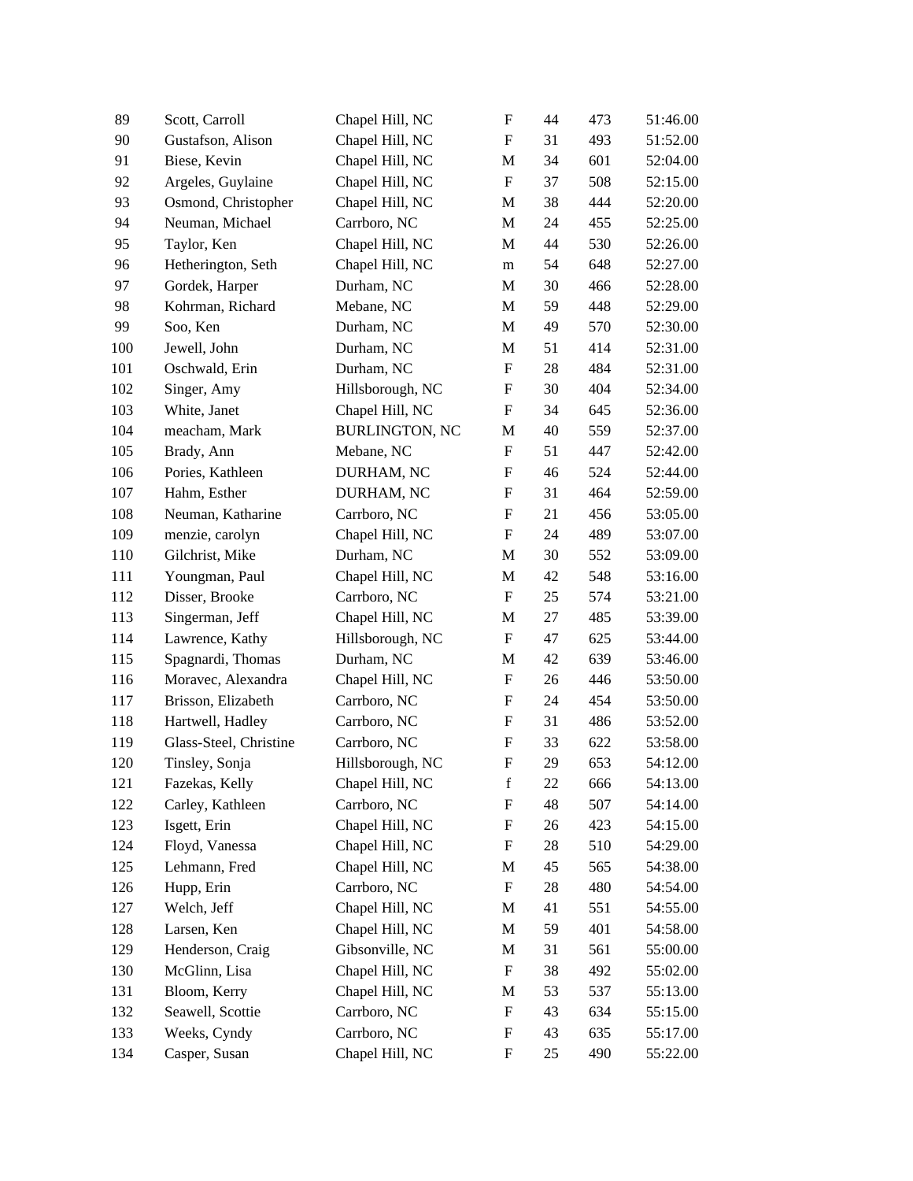| | | | | | | |
|---|---|---|---|---|---|---|
| 89 | Scott, Carroll | Chapel Hill, NC | F | 44 | 473 | 51:46.00 |
| 90 | Gustafson, Alison | Chapel Hill, NC | F | 31 | 493 | 51:52.00 |
| 91 | Biese, Kevin | Chapel Hill, NC | M | 34 | 601 | 52:04.00 |
| 92 | Argeles, Guylaine | Chapel Hill, NC | F | 37 | 508 | 52:15.00 |
| 93 | Osmond, Christopher | Chapel Hill, NC | M | 38 | 444 | 52:20.00 |
| 94 | Neuman, Michael | Carrboro, NC | M | 24 | 455 | 52:25.00 |
| 95 | Taylor, Ken | Chapel Hill, NC | M | 44 | 530 | 52:26.00 |
| 96 | Hetherington, Seth | Chapel Hill, NC | m | 54 | 648 | 52:27.00 |
| 97 | Gordek, Harper | Durham, NC | M | 30 | 466 | 52:28.00 |
| 98 | Kohrman, Richard | Mebane, NC | M | 59 | 448 | 52:29.00 |
| 99 | Soo, Ken | Durham, NC | M | 49 | 570 | 52:30.00 |
| 100 | Jewell, John | Durham, NC | M | 51 | 414 | 52:31.00 |
| 101 | Oschwald, Erin | Durham, NC | F | 28 | 484 | 52:31.00 |
| 102 | Singer, Amy | Hillsborough, NC | F | 30 | 404 | 52:34.00 |
| 103 | White, Janet | Chapel Hill, NC | F | 34 | 645 | 52:36.00 |
| 104 | meacham, Mark | BURLINGTON, NC | M | 40 | 559 | 52:37.00 |
| 105 | Brady, Ann | Mebane, NC | F | 51 | 447 | 52:42.00 |
| 106 | Pories, Kathleen | DURHAM, NC | F | 46 | 524 | 52:44.00 |
| 107 | Hahm, Esther | DURHAM, NC | F | 31 | 464 | 52:59.00 |
| 108 | Neuman, Katharine | Carrboro, NC | F | 21 | 456 | 53:05.00 |
| 109 | menzie, carolyn | Chapel Hill, NC | F | 24 | 489 | 53:07.00 |
| 110 | Gilchrist, Mike | Durham, NC | M | 30 | 552 | 53:09.00 |
| 111 | Youngman, Paul | Chapel Hill, NC | M | 42 | 548 | 53:16.00 |
| 112 | Disser, Brooke | Carrboro, NC | F | 25 | 574 | 53:21.00 |
| 113 | Singerman, Jeff | Chapel Hill, NC | M | 27 | 485 | 53:39.00 |
| 114 | Lawrence, Kathy | Hillsborough, NC | F | 47 | 625 | 53:44.00 |
| 115 | Spagnardi, Thomas | Durham, NC | M | 42 | 639 | 53:46.00 |
| 116 | Moravec, Alexandra | Chapel Hill, NC | F | 26 | 446 | 53:50.00 |
| 117 | Brisson, Elizabeth | Carrboro, NC | F | 24 | 454 | 53:50.00 |
| 118 | Hartwell, Hadley | Carrboro, NC | F | 31 | 486 | 53:52.00 |
| 119 | Glass-Steel, Christine | Carrboro, NC | F | 33 | 622 | 53:58.00 |
| 120 | Tinsley, Sonja | Hillsborough, NC | F | 29 | 653 | 54:12.00 |
| 121 | Fazekas, Kelly | Chapel Hill, NC | f | 22 | 666 | 54:13.00 |
| 122 | Carley, Kathleen | Carrboro, NC | F | 48 | 507 | 54:14.00 |
| 123 | Isgett, Erin | Chapel Hill, NC | F | 26 | 423 | 54:15.00 |
| 124 | Floyd, Vanessa | Chapel Hill, NC | F | 28 | 510 | 54:29.00 |
| 125 | Lehmann, Fred | Chapel Hill, NC | M | 45 | 565 | 54:38.00 |
| 126 | Hupp, Erin | Carrboro, NC | F | 28 | 480 | 54:54.00 |
| 127 | Welch, Jeff | Chapel Hill, NC | M | 41 | 551 | 54:55.00 |
| 128 | Larsen, Ken | Chapel Hill, NC | M | 59 | 401 | 54:58.00 |
| 129 | Henderson, Craig | Gibsonville, NC | M | 31 | 561 | 55:00.00 |
| 130 | McGlinn, Lisa | Chapel Hill, NC | F | 38 | 492 | 55:02.00 |
| 131 | Bloom, Kerry | Chapel Hill, NC | M | 53 | 537 | 55:13.00 |
| 132 | Seawell, Scottie | Carrboro, NC | F | 43 | 634 | 55:15.00 |
| 133 | Weeks, Cyndy | Carrboro, NC | F | 43 | 635 | 55:17.00 |
| 134 | Casper, Susan | Chapel Hill, NC | F | 25 | 490 | 55:22.00 |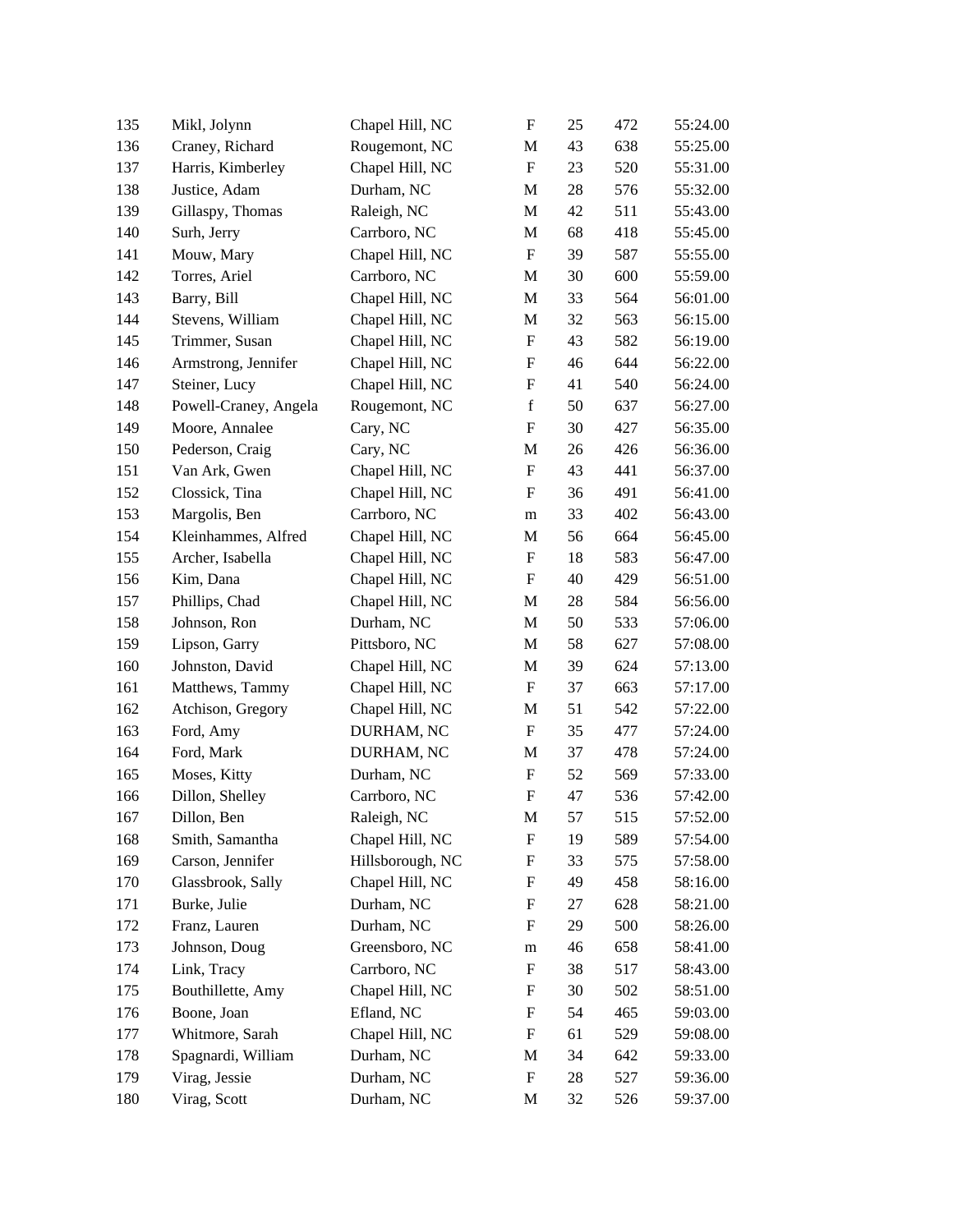| | | | | | | |
|---|---|---|---|---|---|---|
| 135 | Mikl, Jolynn | Chapel Hill, NC | F | 25 | 472 | 55:24.00 |
| 136 | Craney, Richard | Rougemont, NC | M | 43 | 638 | 55:25.00 |
| 137 | Harris, Kimberley | Chapel Hill, NC | F | 23 | 520 | 55:31.00 |
| 138 | Justice, Adam | Durham, NC | M | 28 | 576 | 55:32.00 |
| 139 | Gillaspy, Thomas | Raleigh, NC | M | 42 | 511 | 55:43.00 |
| 140 | Surh, Jerry | Carrboro, NC | M | 68 | 418 | 55:45.00 |
| 141 | Mouw, Mary | Chapel Hill, NC | F | 39 | 587 | 55:55.00 |
| 142 | Torres, Ariel | Carrboro, NC | M | 30 | 600 | 55:59.00 |
| 143 | Barry, Bill | Chapel Hill, NC | M | 33 | 564 | 56:01.00 |
| 144 | Stevens, William | Chapel Hill, NC | M | 32 | 563 | 56:15.00 |
| 145 | Trimmer, Susan | Chapel Hill, NC | F | 43 | 582 | 56:19.00 |
| 146 | Armstrong, Jennifer | Chapel Hill, NC | F | 46 | 644 | 56:22.00 |
| 147 | Steiner, Lucy | Chapel Hill, NC | F | 41 | 540 | 56:24.00 |
| 148 | Powell-Craney, Angela | Rougemont, NC | f | 50 | 637 | 56:27.00 |
| 149 | Moore, Annalee | Cary, NC | F | 30 | 427 | 56:35.00 |
| 150 | Pederson, Craig | Cary, NC | M | 26 | 426 | 56:36.00 |
| 151 | Van Ark, Gwen | Chapel Hill, NC | F | 43 | 441 | 56:37.00 |
| 152 | Clossick, Tina | Chapel Hill, NC | F | 36 | 491 | 56:41.00 |
| 153 | Margolis, Ben | Carrboro, NC | m | 33 | 402 | 56:43.00 |
| 154 | Kleinhammes, Alfred | Chapel Hill, NC | M | 56 | 664 | 56:45.00 |
| 155 | Archer, Isabella | Chapel Hill, NC | F | 18 | 583 | 56:47.00 |
| 156 | Kim, Dana | Chapel Hill, NC | F | 40 | 429 | 56:51.00 |
| 157 | Phillips, Chad | Chapel Hill, NC | M | 28 | 584 | 56:56.00 |
| 158 | Johnson, Ron | Durham, NC | M | 50 | 533 | 57:06.00 |
| 159 | Lipson, Garry | Pittsboro, NC | M | 58 | 627 | 57:08.00 |
| 160 | Johnston, David | Chapel Hill, NC | M | 39 | 624 | 57:13.00 |
| 161 | Matthews, Tammy | Chapel Hill, NC | F | 37 | 663 | 57:17.00 |
| 162 | Atchison, Gregory | Chapel Hill, NC | M | 51 | 542 | 57:22.00 |
| 163 | Ford, Amy | DURHAM, NC | F | 35 | 477 | 57:24.00 |
| 164 | Ford, Mark | DURHAM, NC | M | 37 | 478 | 57:24.00 |
| 165 | Moses, Kitty | Durham, NC | F | 52 | 569 | 57:33.00 |
| 166 | Dillon, Shelley | Carrboro, NC | F | 47 | 536 | 57:42.00 |
| 167 | Dillon, Ben | Raleigh, NC | M | 57 | 515 | 57:52.00 |
| 168 | Smith, Samantha | Chapel Hill, NC | F | 19 | 589 | 57:54.00 |
| 169 | Carson, Jennifer | Hillsborough, NC | F | 33 | 575 | 57:58.00 |
| 170 | Glassbrook, Sally | Chapel Hill, NC | F | 49 | 458 | 58:16.00 |
| 171 | Burke, Julie | Durham, NC | F | 27 | 628 | 58:21.00 |
| 172 | Franz, Lauren | Durham, NC | F | 29 | 500 | 58:26.00 |
| 173 | Johnson, Doug | Greensboro, NC | m | 46 | 658 | 58:41.00 |
| 174 | Link, Tracy | Carrboro, NC | F | 38 | 517 | 58:43.00 |
| 175 | Bouthillette, Amy | Chapel Hill, NC | F | 30 | 502 | 58:51.00 |
| 176 | Boone, Joan | Efland, NC | F | 54 | 465 | 59:03.00 |
| 177 | Whitmore, Sarah | Chapel Hill, NC | F | 61 | 529 | 59:08.00 |
| 178 | Spagnardi, William | Durham, NC | M | 34 | 642 | 59:33.00 |
| 179 | Virag, Jessie | Durham, NC | F | 28 | 527 | 59:36.00 |
| 180 | Virag, Scott | Durham, NC | M | 32 | 526 | 59:37.00 |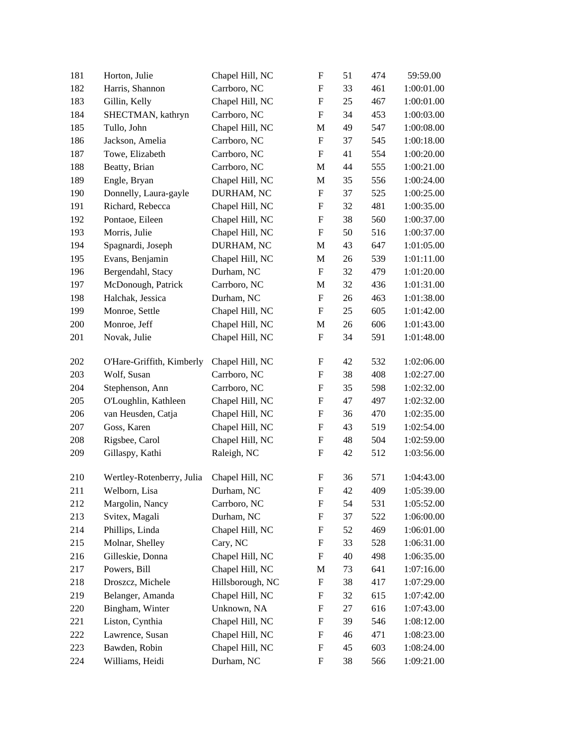| | | | | | | |
|---|---|---|---|---|---|---|
| 181 | Horton, Julie | Chapel Hill, NC | F | 51 | 474 | 59:59.00 |
| 182 | Harris, Shannon | Carrboro, NC | F | 33 | 461 | 1:00:01.00 |
| 183 | Gillin, Kelly | Chapel Hill, NC | F | 25 | 467 | 1:00:01.00 |
| 184 | SHECTMAN, kathryn | Carrboro, NC | F | 34 | 453 | 1:00:03.00 |
| 185 | Tullo, John | Chapel Hill, NC | M | 49 | 547 | 1:00:08.00 |
| 186 | Jackson, Amelia | Carrboro, NC | F | 37 | 545 | 1:00:18.00 |
| 187 | Towe, Elizabeth | Carrboro, NC | F | 41 | 554 | 1:00:20.00 |
| 188 | Beatty, Brian | Carrboro, NC | M | 44 | 555 | 1:00:21.00 |
| 189 | Engle, Bryan | Chapel Hill, NC | M | 35 | 556 | 1:00:24.00 |
| 190 | Donnelly, Laura-gayle | DURHAM, NC | F | 37 | 525 | 1:00:25.00 |
| 191 | Richard, Rebecca | Chapel Hill, NC | F | 32 | 481 | 1:00:35.00 |
| 192 | Pontaoe, Eileen | Chapel Hill, NC | F | 38 | 560 | 1:00:37.00 |
| 193 | Morris, Julie | Chapel Hill, NC | F | 50 | 516 | 1:00:37.00 |
| 194 | Spagnardi, Joseph | DURHAM, NC | M | 43 | 647 | 1:01:05.00 |
| 195 | Evans, Benjamin | Chapel Hill, NC | M | 26 | 539 | 1:01:11.00 |
| 196 | Bergendahl, Stacy | Durham, NC | F | 32 | 479 | 1:01:20.00 |
| 197 | McDonough, Patrick | Carrboro, NC | M | 32 | 436 | 1:01:31.00 |
| 198 | Halchak, Jessica | Durham, NC | F | 26 | 463 | 1:01:38.00 |
| 199 | Monroe, Settle | Chapel Hill, NC | F | 25 | 605 | 1:01:42.00 |
| 200 | Monroe, Jeff | Chapel Hill, NC | M | 26 | 606 | 1:01:43.00 |
| 201 | Novak, Julie | Chapel Hill, NC | F | 34 | 591 | 1:01:48.00 |
| 202 | O'Hare-Griffith, Kimberly | Chapel Hill, NC | F | 42 | 532 | 1:02:06.00 |
| 203 | Wolf, Susan | Carrboro, NC | F | 38 | 408 | 1:02:27.00 |
| 204 | Stephenson, Ann | Carrboro, NC | F | 35 | 598 | 1:02:32.00 |
| 205 | O'Loughlin, Kathleen | Chapel Hill, NC | F | 47 | 497 | 1:02:32.00 |
| 206 | van Heusden, Catja | Chapel Hill, NC | F | 36 | 470 | 1:02:35.00 |
| 207 | Goss, Karen | Chapel Hill, NC | F | 43 | 519 | 1:02:54.00 |
| 208 | Rigsbee, Carol | Chapel Hill, NC | F | 48 | 504 | 1:02:59.00 |
| 209 | Gillaspy, Kathi | Raleigh, NC | F | 42 | 512 | 1:03:56.00 |
| 210 | Wertley-Rotenberry, Julia | Chapel Hill, NC | F | 36 | 571 | 1:04:43.00 |
| 211 | Welborn, Lisa | Durham, NC | F | 42 | 409 | 1:05:39.00 |
| 212 | Margolin, Nancy | Carrboro, NC | F | 54 | 531 | 1:05:52.00 |
| 213 | Svitex, Magali | Durham, NC | F | 37 | 522 | 1:06:00.00 |
| 214 | Phillips, Linda | Chapel Hill, NC | F | 52 | 469 | 1:06:01.00 |
| 215 | Molnar, Shelley | Cary, NC | F | 33 | 528 | 1:06:31.00 |
| 216 | Gilleskie, Donna | Chapel Hill, NC | F | 40 | 498 | 1:06:35.00 |
| 217 | Powers, Bill | Chapel Hill, NC | M | 73 | 641 | 1:07:16.00 |
| 218 | Droszcz, Michele | Hillsborough, NC | F | 38 | 417 | 1:07:29.00 |
| 219 | Belanger, Amanda | Chapel Hill, NC | F | 32 | 615 | 1:07:42.00 |
| 220 | Bingham, Winter | Unknown, NA | F | 27 | 616 | 1:07:43.00 |
| 221 | Liston, Cynthia | Chapel Hill, NC | F | 39 | 546 | 1:08:12.00 |
| 222 | Lawrence, Susan | Chapel Hill, NC | F | 46 | 471 | 1:08:23.00 |
| 223 | Bawden, Robin | Chapel Hill, NC | F | 45 | 603 | 1:08:24.00 |
| 224 | Williams, Heidi | Durham, NC | F | 38 | 566 | 1:09:21.00 |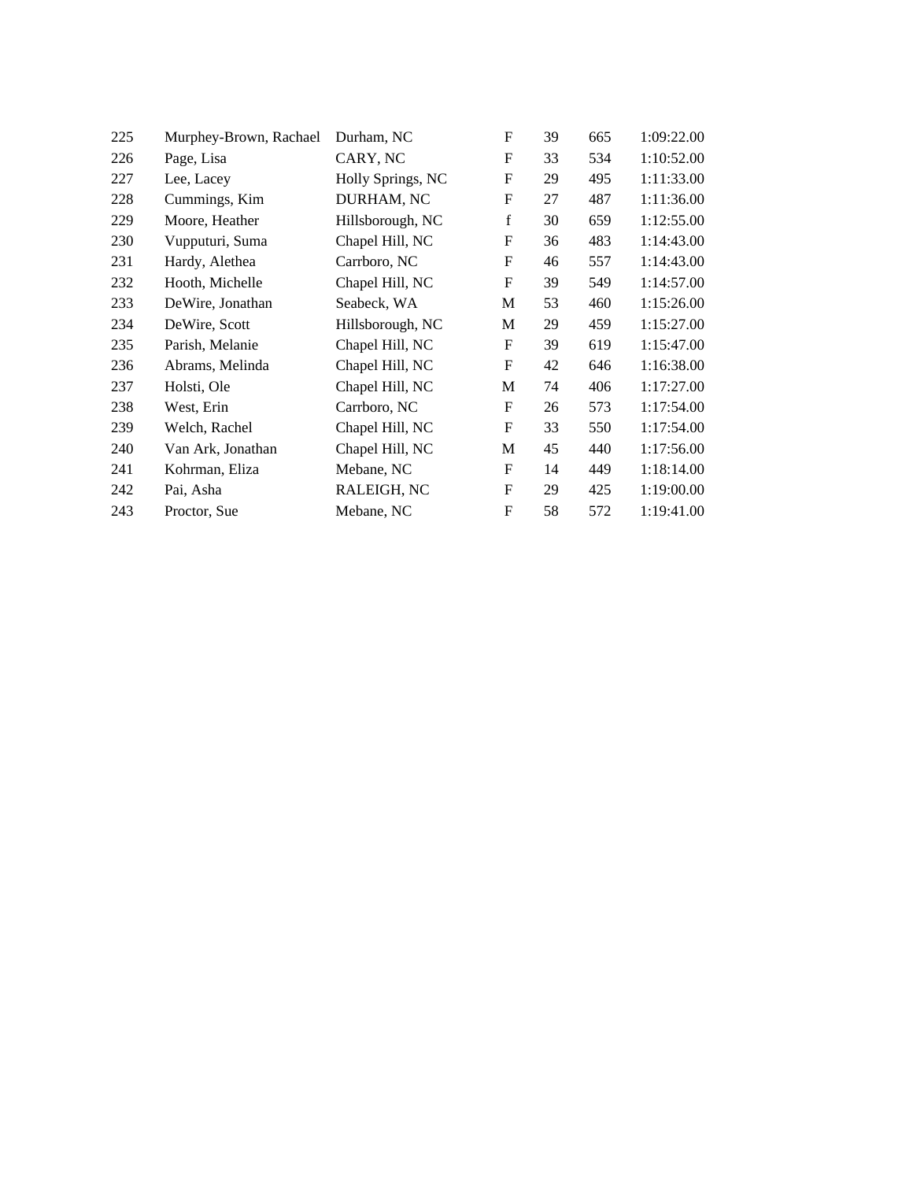| | | | | | | |
|---|---|---|---|---|---|---|
| 225 | Murphey-Brown, Rachael | Durham, NC | F | 39 | 665 | 1:09:22.00 |
| 226 | Page, Lisa | CARY, NC | F | 33 | 534 | 1:10:52.00 |
| 227 | Lee, Lacey | Holly Springs, NC | F | 29 | 495 | 1:11:33.00 |
| 228 | Cummings, Kim | DURHAM, NC | F | 27 | 487 | 1:11:36.00 |
| 229 | Moore, Heather | Hillsborough, NC | f | 30 | 659 | 1:12:55.00 |
| 230 | Vupputuri, Suma | Chapel Hill, NC | F | 36 | 483 | 1:14:43.00 |
| 231 | Hardy, Alethea | Carrboro, NC | F | 46 | 557 | 1:14:43.00 |
| 232 | Hooth, Michelle | Chapel Hill, NC | F | 39 | 549 | 1:14:57.00 |
| 233 | DeWire, Jonathan | Seabeck, WA | M | 53 | 460 | 1:15:26.00 |
| 234 | DeWire, Scott | Hillsborough, NC | M | 29 | 459 | 1:15:27.00 |
| 235 | Parish, Melanie | Chapel Hill, NC | F | 39 | 619 | 1:15:47.00 |
| 236 | Abrams, Melinda | Chapel Hill, NC | F | 42 | 646 | 1:16:38.00 |
| 237 | Holsti, Ole | Chapel Hill, NC | M | 74 | 406 | 1:17:27.00 |
| 238 | West, Erin | Carrboro, NC | F | 26 | 573 | 1:17:54.00 |
| 239 | Welch, Rachel | Chapel Hill, NC | F | 33 | 550 | 1:17:54.00 |
| 240 | Van Ark, Jonathan | Chapel Hill, NC | M | 45 | 440 | 1:17:56.00 |
| 241 | Kohrman, Eliza | Mebane, NC | F | 14 | 449 | 1:18:14.00 |
| 242 | Pai, Asha | RALEIGH, NC | F | 29 | 425 | 1:19:00.00 |
| 243 | Proctor, Sue | Mebane, NC | F | 58 | 572 | 1:19:41.00 |